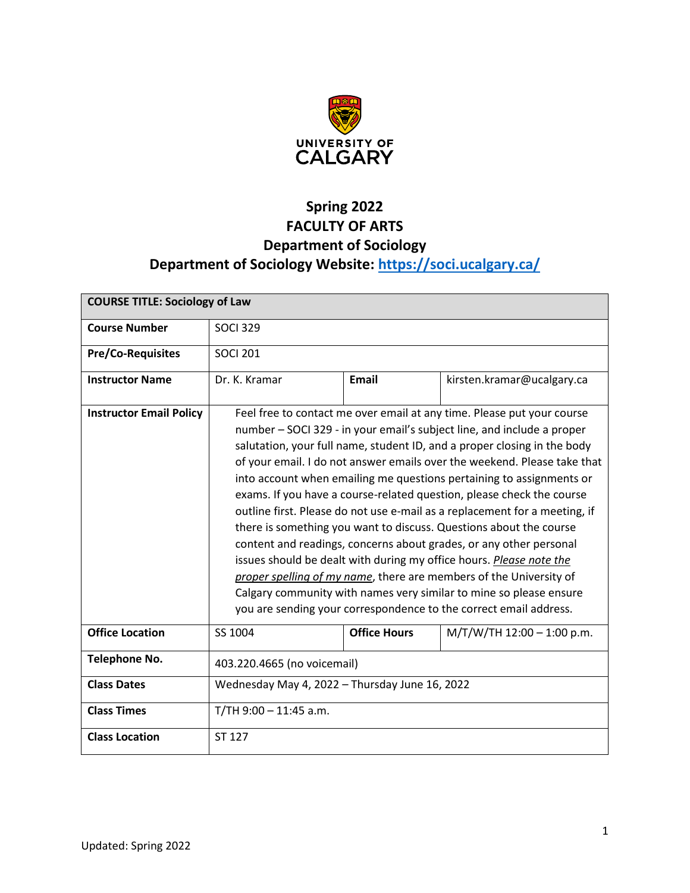UNIVERSITY OF CALGARY

# Spring 2022
# FACULTY OF ARTS
# Department of Sociology
# Department of Sociology Website: [https://soci.ucalgary.ca/](https://soci.ucalgary.ca/)

| **COURSE TITLE: Sociology of Law** | | | |
|---|---|---|---|
| **Course Number** | SOCI 329 | | |
| **Pre/Co-Requisites** | SOCI 201 | | |
| **Instructor Name** | Dr. K. Kramar | **Email** | kirsten.kramar@ucalgary.ca |
| **Instructor Email Policy** | Feel free to contact me over email at any time. Please put your course number – SOCI 329 - in your email's subject line, and include a proper salutation, your full name, student ID, and a proper closing in the body of your email. I do not answer emails over the weekend. Please take that into account when emailing me questions pertaining to assignments or exams. If you have a course-related question, please check the course outline first. Please do not use e-mail as a replacement for a meeting, if there is something you want to discuss. Questions about the course content and readings, concerns about grades, or any other personal issues should be dealt with during my office hours. *Please note the proper spelling of my name*, there are members of the University of Calgary community with names very similar to mine so please ensure you are sending your correspondence to the correct email address. | | |
| **Office Location** | SS 1004 | **Office Hours** | M/T/W/TH 12:00 – 1:00 p.m. |
| **Telephone No.** | 403.220.4665 (no voicemail) | | |
| **Class Dates** | Wednesday May 4, 2022 – Thursday June 16, 2022 | | |
| **Class Times** | T/TH 9:00 – 11:45 a.m. | | |
| **Class Location** | ST 127 | | |

Updated: Spring 2022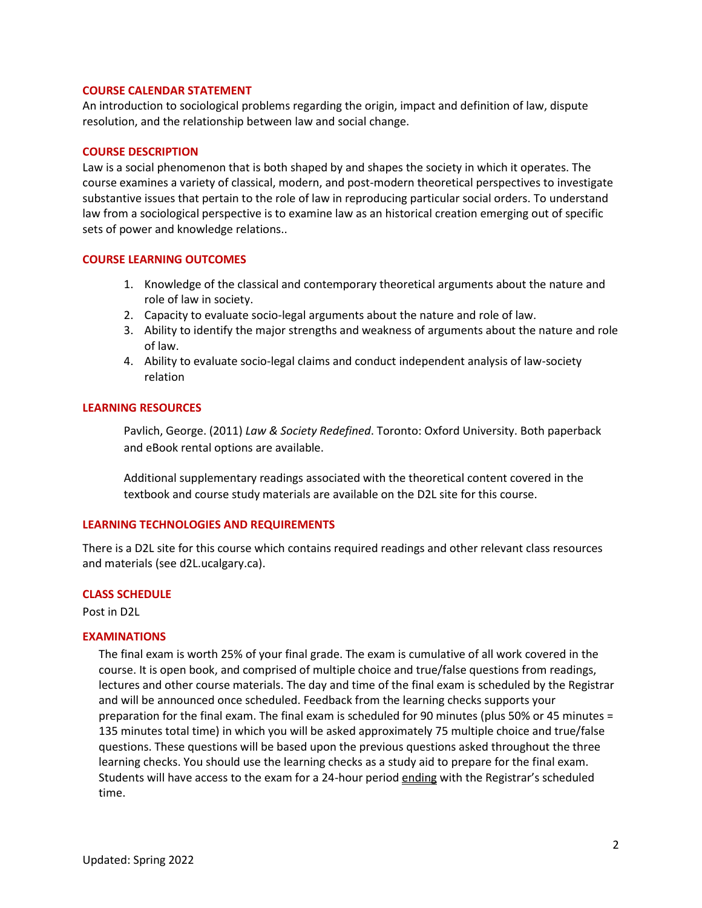## COURSE CALENDAR STATEMENT

An introduction to sociological problems regarding the origin, impact and definition of law, dispute resolution, and the relationship between law and social change.

## COURSE DESCRIPTION

Law is a social phenomenon that is both shaped by and shapes the society in which it operates. The course examines a variety of classical, modern, and post-modern theoretical perspectives to investigate substantive issues that pertain to the role of law in reproducing particular social orders. To understand law from a sociological perspective is to examine law as an historical creation emerging out of specific sets of power and knowledge relations..

## COURSE LEARNING OUTCOMES

1. Knowledge of the classical and contemporary theoretical arguments about the nature and role of law in society.
2. Capacity to evaluate socio-legal arguments about the nature and role of law.
3. Ability to identify the major strengths and weakness of arguments about the nature and role of law.
4. Ability to evaluate socio-legal claims and conduct independent analysis of law-society relation

## LEARNING RESOURCES

Pavlich, George. (2011) *Law & Society Redefined*. Toronto: Oxford University. Both paperback and eBook rental options are available.

Additional supplementary readings associated with the theoretical content covered in the textbook and course study materials are available on the D2L site for this course.

## LEARNING TECHNOLOGIES AND REQUIREMENTS

There is a D2L site for this course which contains required readings and other relevant class resources and materials (see d2L.ucalgary.ca).

## CLASS SCHEDULE

Post in D2L

## EXAMINATIONS

The final exam is worth 25% of your final grade. The exam is cumulative of all work covered in the course. It is open book, and comprised of multiple choice and true/false questions from readings, lectures and other course materials. The day and time of the final exam is scheduled by the Registrar and will be announced once scheduled. Feedback from the learning checks supports your preparation for the final exam. The final exam is scheduled for 90 minutes (plus 50% or 45 minutes = 135 minutes total time) in which you will be asked approximately 75 multiple choice and true/false questions. These questions will be based upon the previous questions asked throughout the three learning checks. You should use the learning checks as a study aid to prepare for the final exam. Students will have access to the exam for a 24-hour period ending with the Registrar's scheduled time.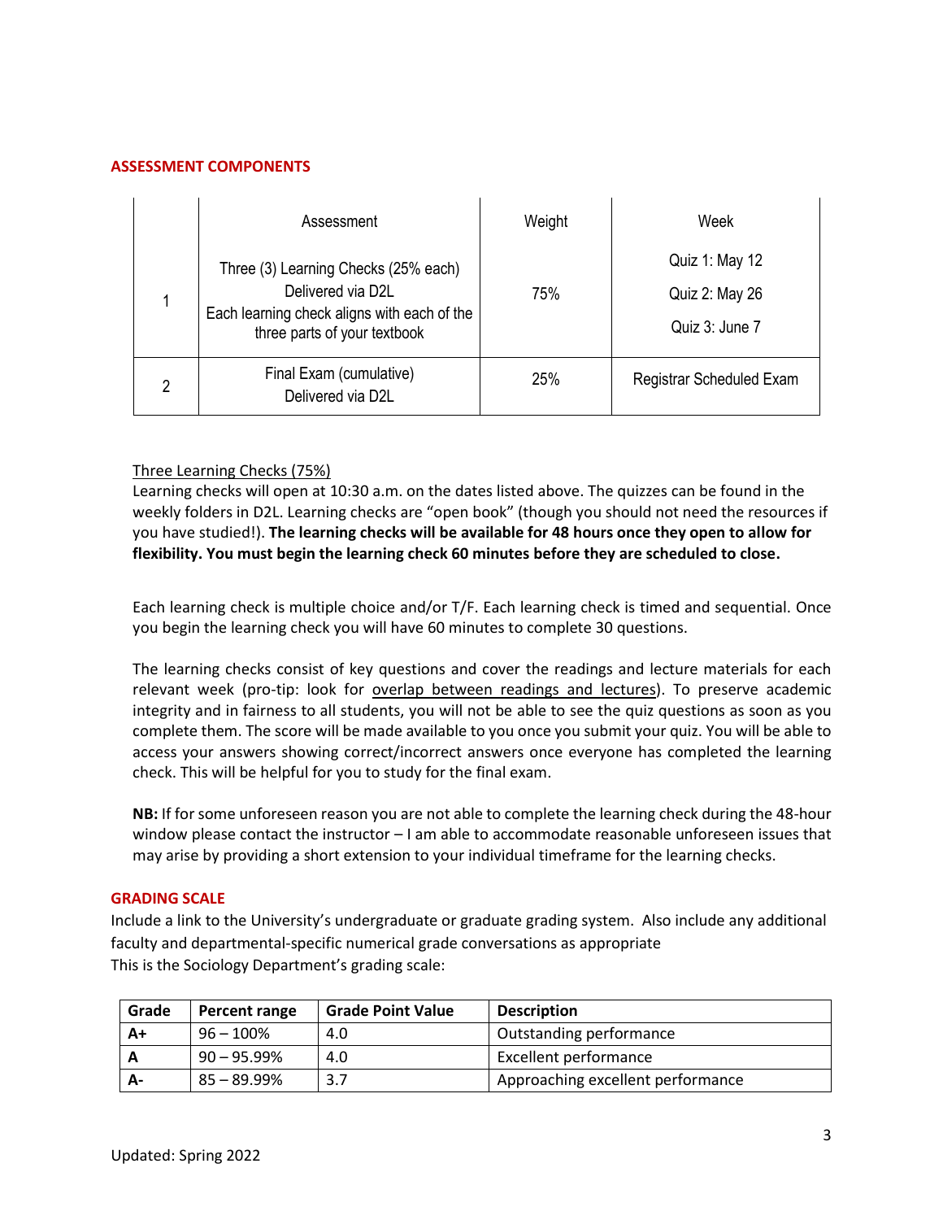## ASSESSMENT COMPONENTS

| | Assessment | Weight | Week |
|---|---|---|---|
| 1 | Three (3) Learning Checks (25% each) Delivered via D2L Each learning check aligns with each of the three parts of your textbook | 75% | Quiz 1: May 12<br>Quiz 2: May 26<br>Quiz 3: June 7 |
| 2 | Final Exam (cumulative) Delivered via D2L | 25% | Registrar Scheduled Exam |

<u>Three Learning Checks (75%)</u>
Learning checks will open at 10:30 a.m. on the dates listed above. The quizzes can be found in the weekly folders in D2L. Learning checks are "open book" (though you should not need the resources if you have studied!). **The learning checks will be available for 48 hours once they open to allow for flexibility. You must begin the learning check 60 minutes before they are scheduled to close.**

Each learning check is multiple choice and/or T/F. Each learning check is timed and sequential. Once you begin the learning check you will have 60 minutes to complete 30 questions.

The learning checks consist of key questions and cover the readings and lecture materials for each relevant week (pro-tip: look for <u>overlap between readings and lectures</u>). To preserve academic integrity and in fairness to all students, you will not be able to see the quiz questions as soon as you complete them. The score will be made available to you once you submit your quiz. You will be able to access your answers showing correct/incorrect answers once everyone has completed the learning check. This will be helpful for you to study for the final exam.

**NB:** If for some unforeseen reason you are not able to complete the learning check during the 48-hour window please contact the instructor – I am able to accommodate reasonable unforeseen issues that may arise by providing a short extension to your individual timeframe for the learning checks.

## GRADING SCALE

Include a link to the University's undergraduate or graduate grading system. Also include any additional faculty and departmental-specific numerical grade conversations as appropriate
This is the Sociology Department's grading scale:

| Grade | Percent range | Grade Point Value | Description |
|---|---|---|---|
| **A+** | 96 – 100% | 4.0 | Outstanding performance |
| **A** | 90 – 95.99% | 4.0 | Excellent performance |
| **A-** | 85 – 89.99% | 3.7 | Approaching excellent performance |

Updated: Spring 2022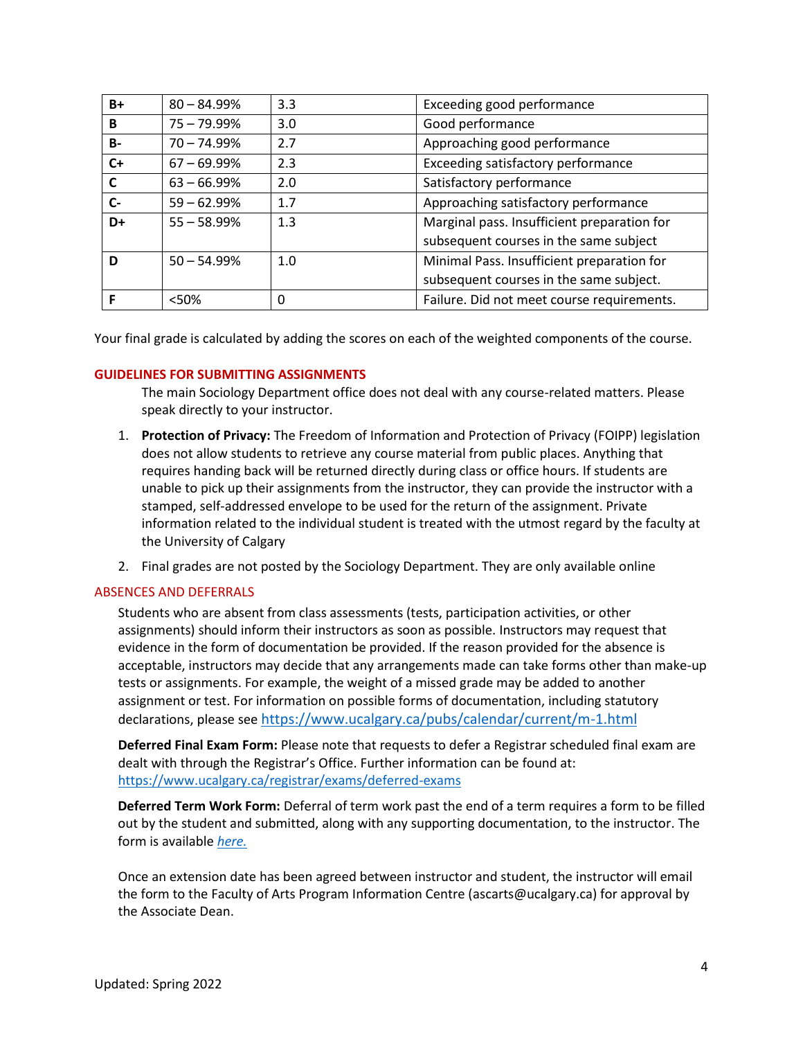| B+ | 80 – 84.99% | 3.3 | Exceeding good performance |
|---|---|---|---|
| B | 75 – 79.99% | 3.0 | Good performance |
| B- | 70 – 74.99% | 2.7 | Approaching good performance |
| C+ | 67 – 69.99% | 2.3 | Exceeding satisfactory performance |
| C | 63 – 66.99% | 2.0 | Satisfactory performance |
| C- | 59 – 62.99% | 1.7 | Approaching satisfactory performance |
| D+ | 55 – 58.99% | 1.3 | Marginal pass. Insufficient preparation for subsequent courses in the same subject |
| D | 50 – 54.99% | 1.0 | Minimal Pass. Insufficient preparation for subsequent courses in the same subject. |
| F | <50% | 0 | Failure. Did not meet course requirements. |

Your final grade is calculated by adding the scores on each of the weighted components of the course.

## GUIDELINES FOR SUBMITTING ASSIGNMENTS

The main Sociology Department office does not deal with any course-related matters. Please speak directly to your instructor.

1. **Protection of Privacy:** The Freedom of Information and Protection of Privacy (FOIPP) legislation does not allow students to retrieve any course material from public places. Anything that requires handing back will be returned directly during class or office hours. If students are unable to pick up their assignments from the instructor, they can provide the instructor with a stamped, self-addressed envelope to be used for the return of the assignment. Private information related to the individual student is treated with the utmost regard by the faculty at the University of Calgary
2. Final grades are not posted by the Sociology Department. They are only available online

## ABSENCES AND DEFERRALS

Students who are absent from class assessments (tests, participation activities, or other assignments) should inform their instructors as soon as possible. Instructors may request that evidence in the form of documentation be provided. If the reason provided for the absence is acceptable, instructors may decide that any arrangements made can take forms other than make-up tests or assignments. For example, the weight of a missed grade may be added to another assignment or test. For information on possible forms of documentation, including statutory declarations, please see https://www.ucalgary.ca/pubs/calendar/current/m-1.html

**Deferred Final Exam Form:** Please note that requests to defer a Registrar scheduled final exam are dealt with through the Registrar's Office. Further information can be found at: https://www.ucalgary.ca/registrar/exams/deferred-exams

**Deferred Term Work Form:** Deferral of term work past the end of a term requires a form to be filled out by the student and submitted, along with any supporting documentation, to the instructor. The form is available *here.*

Once an extension date has been agreed between instructor and student, the instructor will email the form to the Faculty of Arts Program Information Centre (ascarts@ucalgary.ca) for approval by the Associate Dean.

Updated: Spring 2022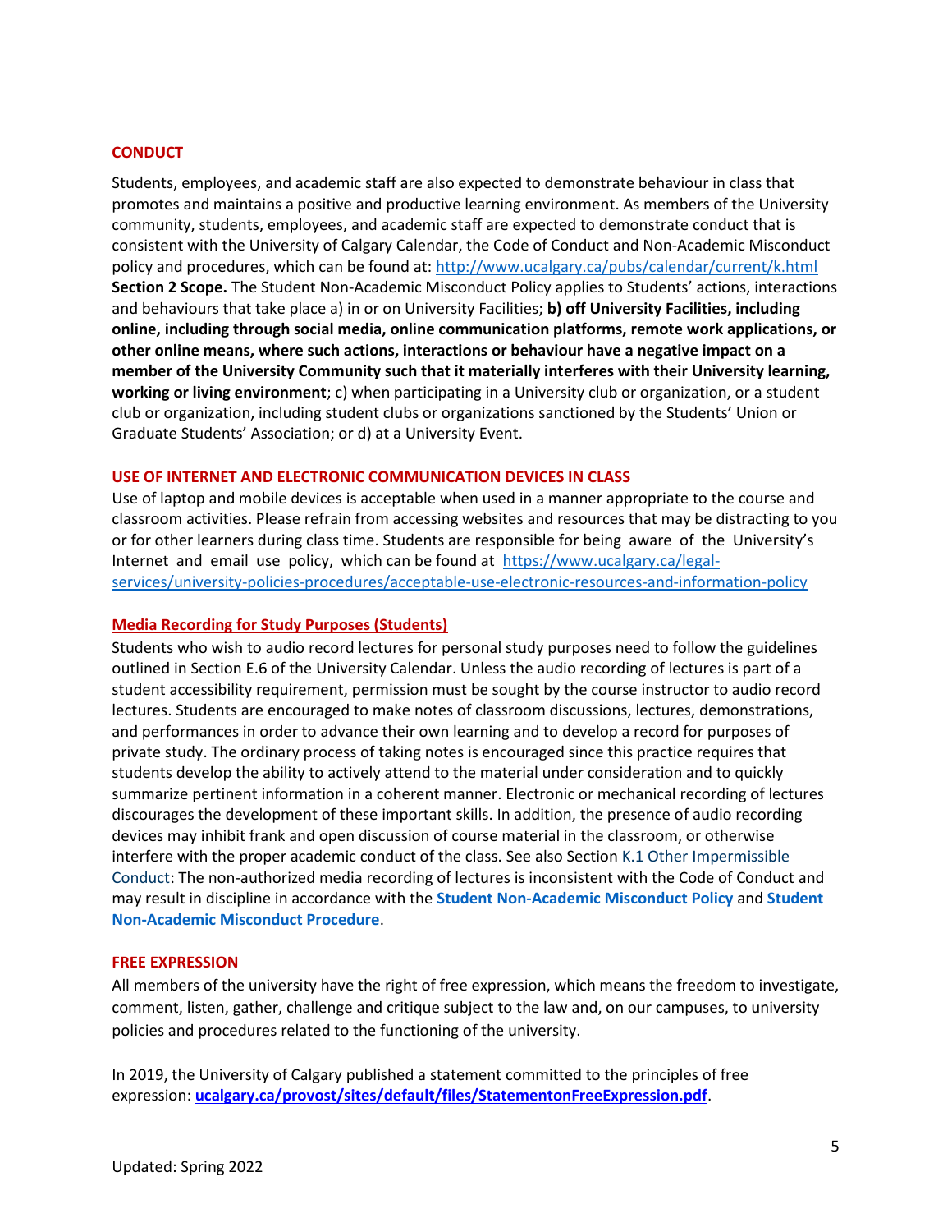## CONDUCT

Students, employees, and academic staff are also expected to demonstrate behaviour in class that promotes and maintains a positive and productive learning environment. As members of the University community, students, employees, and academic staff are expected to demonstrate conduct that is consistent with the University of Calgary Calendar, the Code of Conduct and Non-Academic Misconduct policy and procedures, which can be found at: http://www.ucalgary.ca/pubs/calendar/current/k.html
**Section 2 Scope.** The Student Non-Academic Misconduct Policy applies to Students' actions, interactions and behaviours that take place a) in or on University Facilities; **b) off University Facilities, including online, including through social media, online communication platforms, remote work applications, or other online means, where such actions, interactions or behaviour have a negative impact on a member of the University Community such that it materially interferes with their University learning, working or living environment**; c) when participating in a University club or organization, or a student club or organization, including student clubs or organizations sanctioned by the Students' Union or Graduate Students' Association; or d) at a University Event.

## USE OF INTERNET AND ELECTRONIC COMMUNICATION DEVICES IN CLASS

Use of laptop and mobile devices is acceptable when used in a manner appropriate to the course and classroom activities. Please refrain from accessing websites and resources that may be distracting to you or for other learners during class time. Students are responsible for being aware of the University's Internet and email use policy, which can be found at https://www.ucalgary.ca/legal-services/university-policies-procedures/acceptable-use-electronic-resources-and-information-policy

## Media Recording for Study Purposes (Students)

Students who wish to audio record lectures for personal study purposes need to follow the guidelines outlined in Section E.6 of the University Calendar. Unless the audio recording of lectures is part of a student accessibility requirement, permission must be sought by the course instructor to audio record lectures. Students are encouraged to make notes of classroom discussions, lectures, demonstrations, and performances in order to advance their own learning and to develop a record for purposes of private study. The ordinary process of taking notes is encouraged since this practice requires that students develop the ability to actively attend to the material under consideration and to quickly summarize pertinent information in a coherent manner. Electronic or mechanical recording of lectures discourages the development of these important skills. In addition, the presence of audio recording devices may inhibit frank and open discussion of course material in the classroom, or otherwise interfere with the proper academic conduct of the class. See also Section K.1 Other Impermissible Conduct: The non-authorized media recording of lectures is inconsistent with the Code of Conduct and may result in discipline in accordance with the **Student Non-Academic Misconduct Policy** and **Student Non-Academic Misconduct Procedure**.

## FREE EXPRESSION

All members of the university have the right of free expression, which means the freedom to investigate, comment, listen, gather, challenge and critique subject to the law and, on our campuses, to university policies and procedures related to the functioning of the university.

In 2019, the University of Calgary published a statement committed to the principles of free expression: **ucalgary.ca/provost/sites/default/files/StatementonFreeExpression.pdf**.

Updated: Spring 2022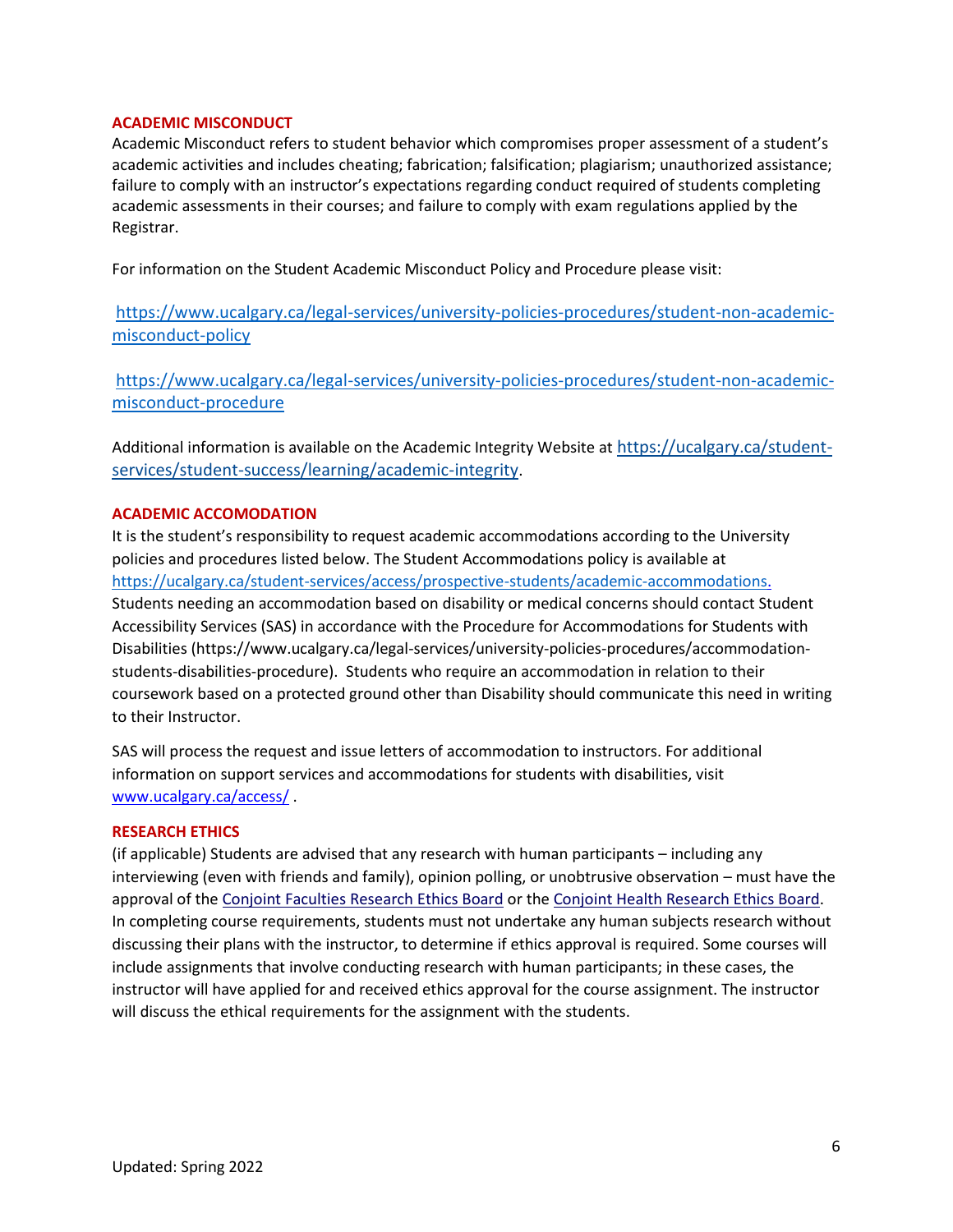## ACADEMIC MISCONDUCT

Academic Misconduct refers to student behavior which compromises proper assessment of a student's academic activities and includes cheating; fabrication; falsification; plagiarism; unauthorized assistance; failure to comply with an instructor's expectations regarding conduct required of students completing academic assessments in their courses; and failure to comply with exam regulations applied by the Registrar.

For information on the Student Academic Misconduct Policy and Procedure please visit:

[https://www.ucalgary.ca/legal-services/university-policies-procedures/student-non-academic-misconduct-policy](https://www.ucalgary.ca/legal-services/university-policies-procedures/student-non-academic-misconduct-policy)

[https://www.ucalgary.ca/legal-services/university-policies-procedures/student-non-academic-misconduct-procedure](https://www.ucalgary.ca/legal-services/university-policies-procedures/student-non-academic-misconduct-procedure)

Additional information is available on the Academic Integrity Website at [https://ucalgary.ca/student-services/student-success/learning/academic-integrity](https://ucalgary.ca/student-services/student-success/learning/academic-integrity).

## ACADEMIC ACCOMODATION

It is the student's responsibility to request academic accommodations according to the University policies and procedures listed below. The Student Accommodations policy is available at [https://ucalgary.ca/student-services/access/prospective-students/academic-accommodations](https://ucalgary.ca/student-services/access/prospective-students/academic-accommodations). Students needing an accommodation based on disability or medical concerns should contact Student Accessibility Services (SAS) in accordance with the Procedure for Accommodations for Students with Disabilities (https://www.ucalgary.ca/legal-services/university-policies-procedures/accommodation-students-disabilities-procedure). Students who require an accommodation in relation to their coursework based on a protected ground other than Disability should communicate this need in writing to their Instructor.

SAS will process the request and issue letters of accommodation to instructors. For additional information on support services and accommodations for students with disabilities, visit [www.ucalgary.ca/access/](www.ucalgary.ca/access/) .

## RESEARCH ETHICS

(if applicable) Students are advised that any research with human participants – including any interviewing (even with friends and family), opinion polling, or unobtrusive observation – must have the approval of the Conjoint Faculties Research Ethics Board or the Conjoint Health Research Ethics Board. In completing course requirements, students must not undertake any human subjects research without discussing their plans with the instructor, to determine if ethics approval is required. Some courses will include assignments that involve conducting research with human participants; in these cases, the instructor will have applied for and received ethics approval for the course assignment. The instructor will discuss the ethical requirements for the assignment with the students.

Updated: Spring 2022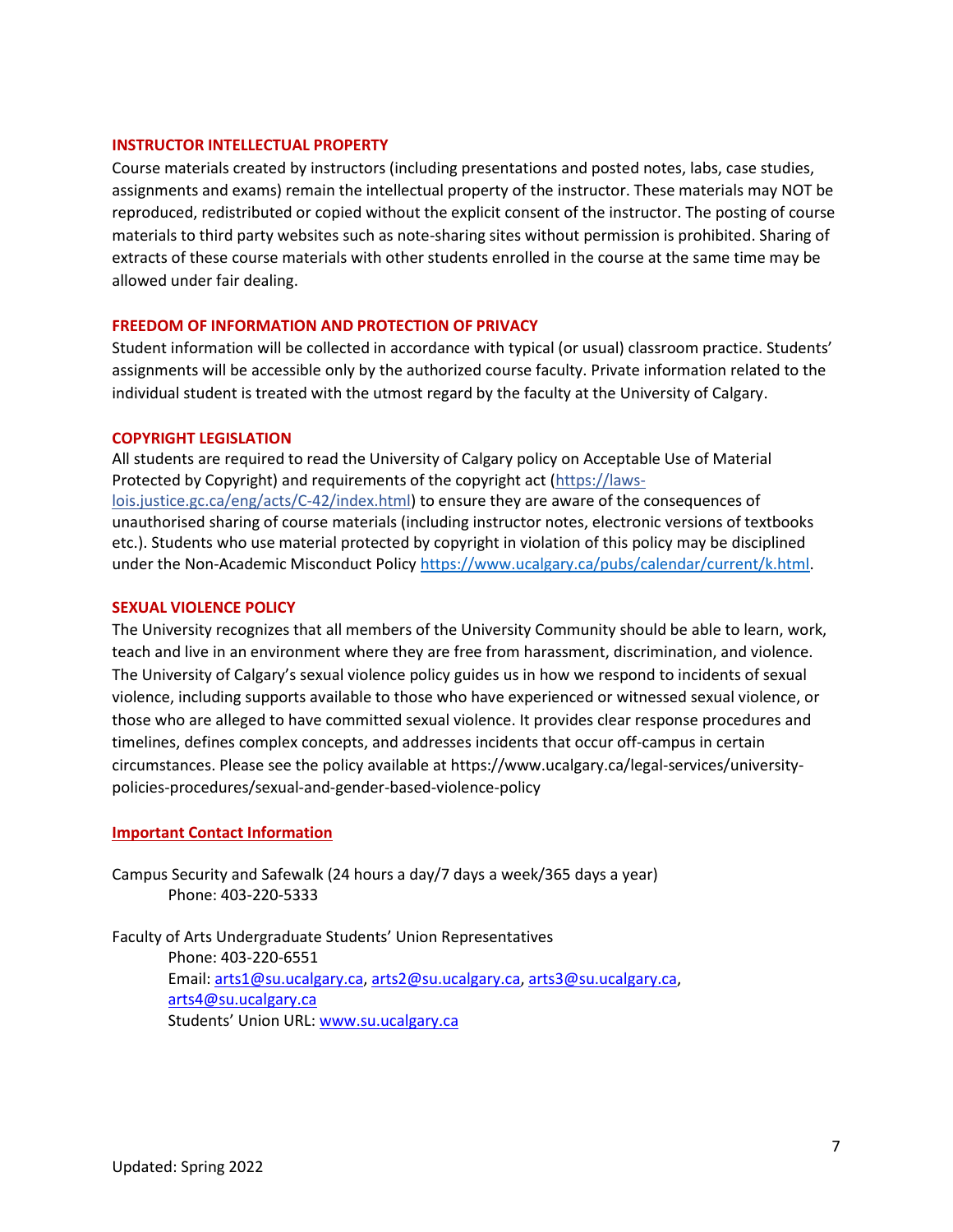## INSTRUCTOR INTELLECTUAL PROPERTY

Course materials created by instructors (including presentations and posted notes, labs, case studies, assignments and exams) remain the intellectual property of the instructor. These materials may NOT be reproduced, redistributed or copied without the explicit consent of the instructor. The posting of course materials to third party websites such as note-sharing sites without permission is prohibited. Sharing of extracts of these course materials with other students enrolled in the course at the same time may be allowed under fair dealing.

## FREEDOM OF INFORMATION AND PROTECTION OF PRIVACY

Student information will be collected in accordance with typical (or usual) classroom practice. Students' assignments will be accessible only by the authorized course faculty. Private information related to the individual student is treated with the utmost regard by the faculty at the University of Calgary.

## COPYRIGHT LEGISLATION

All students are required to read the University of Calgary policy on Acceptable Use of Material Protected by Copyright) and requirements of the copyright act ([https://laws-lois.justice.gc.ca/eng/acts/C-42/index.html](https://laws-lois.justice.gc.ca/eng/acts/C-42/index.html)) to ensure they are aware of the consequences of unauthorised sharing of course materials (including instructor notes, electronic versions of textbooks etc.). Students who use material protected by copyright in violation of this policy may be disciplined under the Non-Academic Misconduct Policy [https://www.ucalgary.ca/pubs/calendar/current/k.html](https://www.ucalgary.ca/pubs/calendar/current/k.html).

## SEXUAL VIOLENCE POLICY

The University recognizes that all members of the University Community should be able to learn, work, teach and live in an environment where they are free from harassment, discrimination, and violence. The University of Calgary's sexual violence policy guides us in how we respond to incidents of sexual violence, including supports available to those who have experienced or witnessed sexual violence, or those who are alleged to have committed sexual violence. It provides clear response procedures and timelines, defines complex concepts, and addresses incidents that occur off-campus in certain circumstances. Please see the policy available at https://www.ucalgary.ca/legal-services/university-policies-procedures/sexual-and-gender-based-violence-policy

## Important Contact Information

Campus Security and Safewalk (24 hours a day/7 days a week/365 days a year)
Phone: 403-220-5333

Faculty of Arts Undergraduate Students' Union Representatives
Phone: 403-220-6551
Email: [arts1@su.ucalgary.ca](mailto:arts1@su.ucalgary.ca), [arts2@su.ucalgary.ca](mailto:arts2@su.ucalgary.ca), [arts3@su.ucalgary.ca](mailto:arts3@su.ucalgary.ca), [arts4@su.ucalgary.ca](mailto:arts4@su.ucalgary.ca)
Students' Union URL: [www.su.ucalgary.ca](http://www.su.ucalgary.ca)

Updated: Spring 2022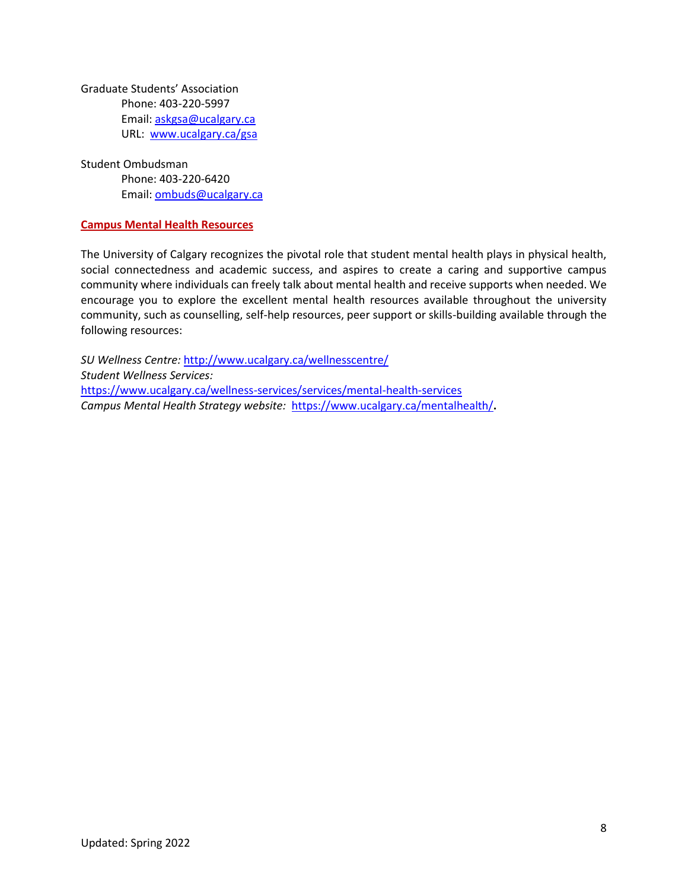Graduate Students' Association
Phone: 403-220-5997
Email: askgsa@ucalgary.ca
URL: www.ucalgary.ca/gsa

Student Ombudsman
Phone: 403-220-6420
Email: ombuds@ucalgary.ca

**Campus Mental Health Resources**

The University of Calgary recognizes the pivotal role that student mental health plays in physical health, social connectedness and academic success, and aspires to create a caring and supportive campus community where individuals can freely talk about mental health and receive supports when needed. We encourage you to explore the excellent mental health resources available throughout the university community, such as counselling, self-help resources, peer support or skills-building available through the following resources:

*SU Wellness Centre:* http://www.ucalgary.ca/wellnesscentre/
*Student Wellness Services:*
https://www.ucalgary.ca/wellness-services/services/mental-health-services
*Campus Mental Health Strategy website:* https://www.ucalgary.ca/mentalhealth/.

Updated: Spring 2022